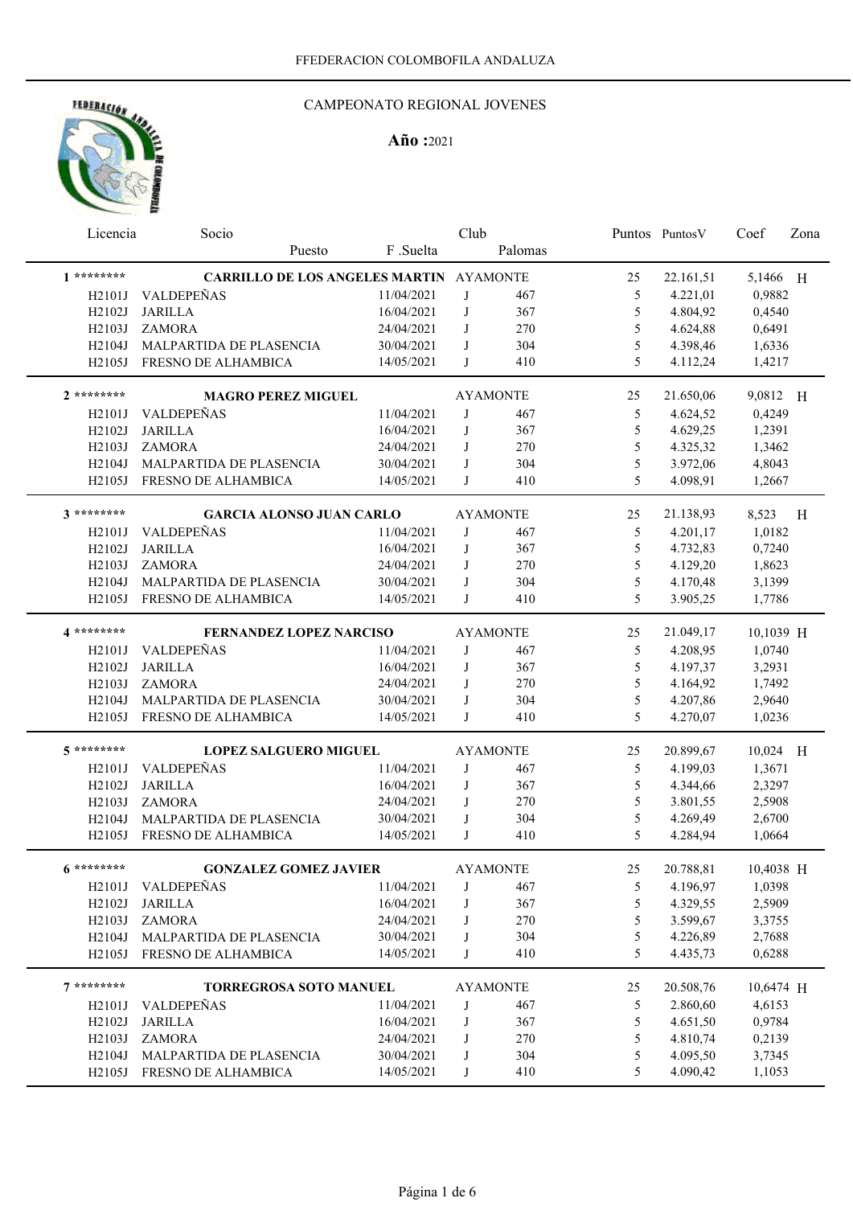FFEDERACION COLOMBOFILA ANDALUZA

# CAMPEONATO REGIONAL JOVENES

**Año :**2021

| Licencia | Socio | Puesto | F .Suelta | Club | Palomas | Puntos | PuntosV | Coef | Zona |
|---|---|---|---|---|---|---|---|---|---|
| **1** ******** | **CARRILLO DE LOS ANGELES MARTIN** | | | AYAMONTE | | 25 | 22.161,51 | 5,1466 | H |
| H2101J | VALDEPEÑAS | | 11/04/2021 | J | 467 | 5 | 4.221,01 | 0,9882 | |
| H2102J | JARILLA | | 16/04/2021 | J | 367 | 5 | 4.804,92 | 0,4540 | |
| H2103J | ZAMORA | | 24/04/2021 | J | 270 | 5 | 4.624,88 | 0,6491 | |
| H2104J | MALPARTIDA DE PLASENCIA | | 30/04/2021 | J | 304 | 5 | 4.398,46 | 1,6336 | |
| H2105J | FRESNO DE ALHAMBICA | | 14/05/2021 | J | 410 | 5 | 4.112,24 | 1,4217 | |
| **2** ******** | **MAGRO PEREZ MIGUEL** | | | AYAMONTE | | 25 | 21.650,06 | 9,0812 | H |
| H2101J | VALDEPEÑAS | | 11/04/2021 | J | 467 | 5 | 4.624,52 | 0,4249 | |
| H2102J | JARILLA | | 16/04/2021 | J | 367 | 5 | 4.629,25 | 1,2391 | |
| H2103J | ZAMORA | | 24/04/2021 | J | 270 | 5 | 4.325,32 | 1,3462 | |
| H2104J | MALPARTIDA DE PLASENCIA | | 30/04/2021 | J | 304 | 5 | 3.972,06 | 4,8043 | |
| H2105J | FRESNO DE ALHAMBICA | | 14/05/2021 | J | 410 | 5 | 4.098,91 | 1,2667 | |
| **3** ******** | **GARCIA ALONSO JUAN CARLO** | | | AYAMONTE | | 25 | 21.138,93 | 8,523 | H |
| H2101J | VALDEPEÑAS | | 11/04/2021 | J | 467 | 5 | 4.201,17 | 1,0182 | |
| H2102J | JARILLA | | 16/04/2021 | J | 367 | 5 | 4.732,83 | 0,7240 | |
| H2103J | ZAMORA | | 24/04/2021 | J | 270 | 5 | 4.129,20 | 1,8623 | |
| H2104J | MALPARTIDA DE PLASENCIA | | 30/04/2021 | J | 304 | 5 | 4.170,48 | 3,1399 | |
| H2105J | FRESNO DE ALHAMBICA | | 14/05/2021 | J | 410 | 5 | 3.905,25 | 1,7786 | |
| **4** ******** | **FERNANDEZ LOPEZ NARCISO** | | | AYAMONTE | | 25 | 21.049,17 | 10,1039 | H |
| H2101J | VALDEPEÑAS | | 11/04/2021 | J | 467 | 5 | 4.208,95 | 1,0740 | |
| H2102J | JARILLA | | 16/04/2021 | J | 367 | 5 | 4.197,37 | 3,2931 | |
| H2103J | ZAMORA | | 24/04/2021 | J | 270 | 5 | 4.164,92 | 1,7492 | |
| H2104J | MALPARTIDA DE PLASENCIA | | 30/04/2021 | J | 304 | 5 | 4.207,86 | 2,9640 | |
| H2105J | FRESNO DE ALHAMBICA | | 14/05/2021 | J | 410 | 5 | 4.270,07 | 1,0236 | |
| **5** ******** | **LOPEZ SALGUERO MIGUEL** | | | AYAMONTE | | 25 | 20.899,67 | 10,024 | H |
| H2101J | VALDEPEÑAS | | 11/04/2021 | J | 467 | 5 | 4.199,03 | 1,3671 | |
| H2102J | JARILLA | | 16/04/2021 | J | 367 | 5 | 4.344,66 | 2,3297 | |
| H2103J | ZAMORA | | 24/04/2021 | J | 270 | 5 | 3.801,55 | 2,5908 | |
| H2104J | MALPARTIDA DE PLASENCIA | | 30/04/2021 | J | 304 | 5 | 4.269,49 | 2,6700 | |
| H2105J | FRESNO DE ALHAMBICA | | 14/05/2021 | J | 410 | 5 | 4.284,94 | 1,0664 | |
| **6** ******** | **GONZALEZ GOMEZ JAVIER** | | | AYAMONTE | | 25 | 20.788,81 | 10,4038 | H |
| H2101J | VALDEPEÑAS | | 11/04/2021 | J | 467 | 5 | 4.196,97 | 1,0398 | |
| H2102J | JARILLA | | 16/04/2021 | J | 367 | 5 | 4.329,55 | 2,5909 | |
| H2103J | ZAMORA | | 24/04/2021 | J | 270 | 5 | 3.599,67 | 3,3755 | |
| H2104J | MALPARTIDA DE PLASENCIA | | 30/04/2021 | J | 304 | 5 | 4.226,89 | 2,7688 | |
| H2105J | FRESNO DE ALHAMBICA | | 14/05/2021 | J | 410 | 5 | 4.435,73 | 0,6288 | |
| **7** ******** | **TORREGROSA SOTO MANUEL** | | | AYAMONTE | | 25 | 20.508,76 | 10,6474 | H |
| H2101J | VALDEPEÑAS | | 11/04/2021 | J | 467 | 5 | 2.860,60 | 4,6153 | |
| H2102J | JARILLA | | 16/04/2021 | J | 367 | 5 | 4.651,50 | 0,9784 | |
| H2103J | ZAMORA | | 24/04/2021 | J | 270 | 5 | 4.810,74 | 0,2139 | |
| H2104J | MALPARTIDA DE PLASENCIA | | 30/04/2021 | J | 304 | 5 | 4.095,50 | 3,7345 | |
| H2105J | FRESNO DE ALHAMBICA | | 14/05/2021 | J | 410 | 5 | 4.090,42 | 1,1053 | |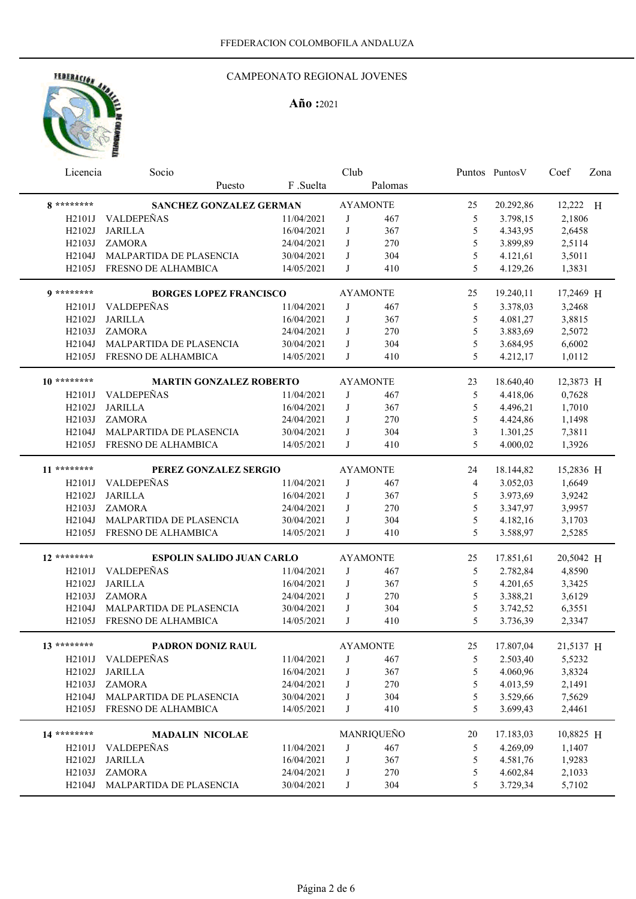FFEDERACION COLOMBOFILA ANDALUZA

CAMPEONATO REGIONAL JOVENES

**Año :**2021

| Licencia | Socio / Puesto | F .Suelta | Club | Palomas | Puntos | PuntosV | Coef | Zona |
|---|---|---|---|---|---|---|---|---|
| **8** ******** | **SANCHEZ GONZALEZ GERMAN** | | AYAMONTE | | 25 | 20.292,86 | 12,222 | H |
| H2101J | VALDEPEÑAS | 11/04/2021 | J | 467 | 5 | 3.798,15 | 2,1806 | |
| H2102J | JARILLA | 16/04/2021 | J | 367 | 5 | 4.343,95 | 2,6458 | |
| H2103J | ZAMORA | 24/04/2021 | J | 270 | 5 | 3.899,89 | 2,5114 | |
| H2104J | MALPARTIDA DE PLASENCIA | 30/04/2021 | J | 304 | 5 | 4.121,61 | 3,5011 | |
| H2105J | FRESNO DE ALHAMBICA | 14/05/2021 | J | 410 | 5 | 4.129,26 | 1,3831 | |
| **9** ******** | **BORGES LOPEZ FRANCISCO** | | AYAMONTE | | 25 | 19.240,11 | 17,2469 | H |
| H2101J | VALDEPEÑAS | 11/04/2021 | J | 467 | 5 | 3.378,03 | 3,2468 | |
| H2102J | JARILLA | 16/04/2021 | J | 367 | 5 | 4.081,27 | 3,8815 | |
| H2103J | ZAMORA | 24/04/2021 | J | 270 | 5 | 3.883,69 | 2,5072 | |
| H2104J | MALPARTIDA DE PLASENCIA | 30/04/2021 | J | 304 | 5 | 3.684,95 | 6,6002 | |
| H2105J | FRESNO DE ALHAMBICA | 14/05/2021 | J | 410 | 5 | 4.212,17 | 1,0112 | |
| **10** ******** | **MARTIN GONZALEZ ROBERTO** | | AYAMONTE | | 23 | 18.640,40 | 12,3873 | H |
| H2101J | VALDEPEÑAS | 11/04/2021 | J | 467 | 5 | 4.418,06 | 0,7628 | |
| H2102J | JARILLA | 16/04/2021 | J | 367 | 5 | 4.496,21 | 1,7010 | |
| H2103J | ZAMORA | 24/04/2021 | J | 270 | 5 | 4.424,86 | 1,1498 | |
| H2104J | MALPARTIDA DE PLASENCIA | 30/04/2021 | J | 304 | 3 | 1.301,25 | 7,3811 | |
| H2105J | FRESNO DE ALHAMBICA | 14/05/2021 | J | 410 | 5 | 4.000,02 | 1,3926 | |
| **11** ******** | **PEREZ GONZALEZ SERGIO** | | AYAMONTE | | 24 | 18.144,82 | 15,2836 | H |
| H2101J | VALDEPEÑAS | 11/04/2021 | J | 467 | 4 | 3.052,03 | 1,6649 | |
| H2102J | JARILLA | 16/04/2021 | J | 367 | 5 | 3.973,69 | 3,9242 | |
| H2103J | ZAMORA | 24/04/2021 | J | 270 | 5 | 3.347,97 | 3,9957 | |
| H2104J | MALPARTIDA DE PLASENCIA | 30/04/2021 | J | 304 | 5 | 4.182,16 | 3,1703 | |
| H2105J | FRESNO DE ALHAMBICA | 14/05/2021 | J | 410 | 5 | 3.588,97 | 2,5285 | |
| **12** ******** | **ESPOLIN SALIDO JUAN CARLO** | | AYAMONTE | | 25 | 17.851,61 | 20,5042 | H |
| H2101J | VALDEPEÑAS | 11/04/2021 | J | 467 | 5 | 2.782,84 | 4,8590 | |
| H2102J | JARILLA | 16/04/2021 | J | 367 | 5 | 4.201,65 | 3,3425 | |
| H2103J | ZAMORA | 24/04/2021 | J | 270 | 5 | 3.388,21 | 3,6129 | |
| H2104J | MALPARTIDA DE PLASENCIA | 30/04/2021 | J | 304 | 5 | 3.742,52 | 6,3551 | |
| H2105J | FRESNO DE ALHAMBICA | 14/05/2021 | J | 410 | 5 | 3.736,39 | 2,3347 | |
| **13** ******** | **PADRON DONIZ RAUL** | | AYAMONTE | | 25 | 17.807,04 | 21,5137 | H |
| H2101J | VALDEPEÑAS | 11/04/2021 | J | 467 | 5 | 2.503,40 | 5,5232 | |
| H2102J | JARILLA | 16/04/2021 | J | 367 | 5 | 4.060,96 | 3,8324 | |
| H2103J | ZAMORA | 24/04/2021 | J | 270 | 5 | 4.013,59 | 2,1491 | |
| H2104J | MALPARTIDA DE PLASENCIA | 30/04/2021 | J | 304 | 5 | 3.529,66 | 7,5629 | |
| H2105J | FRESNO DE ALHAMBICA | 14/05/2021 | J | 410 | 5 | 3.699,43 | 2,4461 | |
| **14** ******** | **MADALIN NICOLAE** | | MANRIQUEÑO | | 20 | 17.183,03 | 10,8825 | H |
| H2101J | VALDEPEÑAS | 11/04/2021 | J | 467 | 5 | 4.269,09 | 1,1407 | |
| H2102J | JARILLA | 16/04/2021 | J | 367 | 5 | 4.581,76 | 1,9283 | |
| H2103J | ZAMORA | 24/04/2021 | J | 270 | 5 | 4.602,84 | 2,1033 | |
| H2104J | MALPARTIDA DE PLASENCIA | 30/04/2021 | J | 304 | 5 | 3.729,34 | 5,7102 | |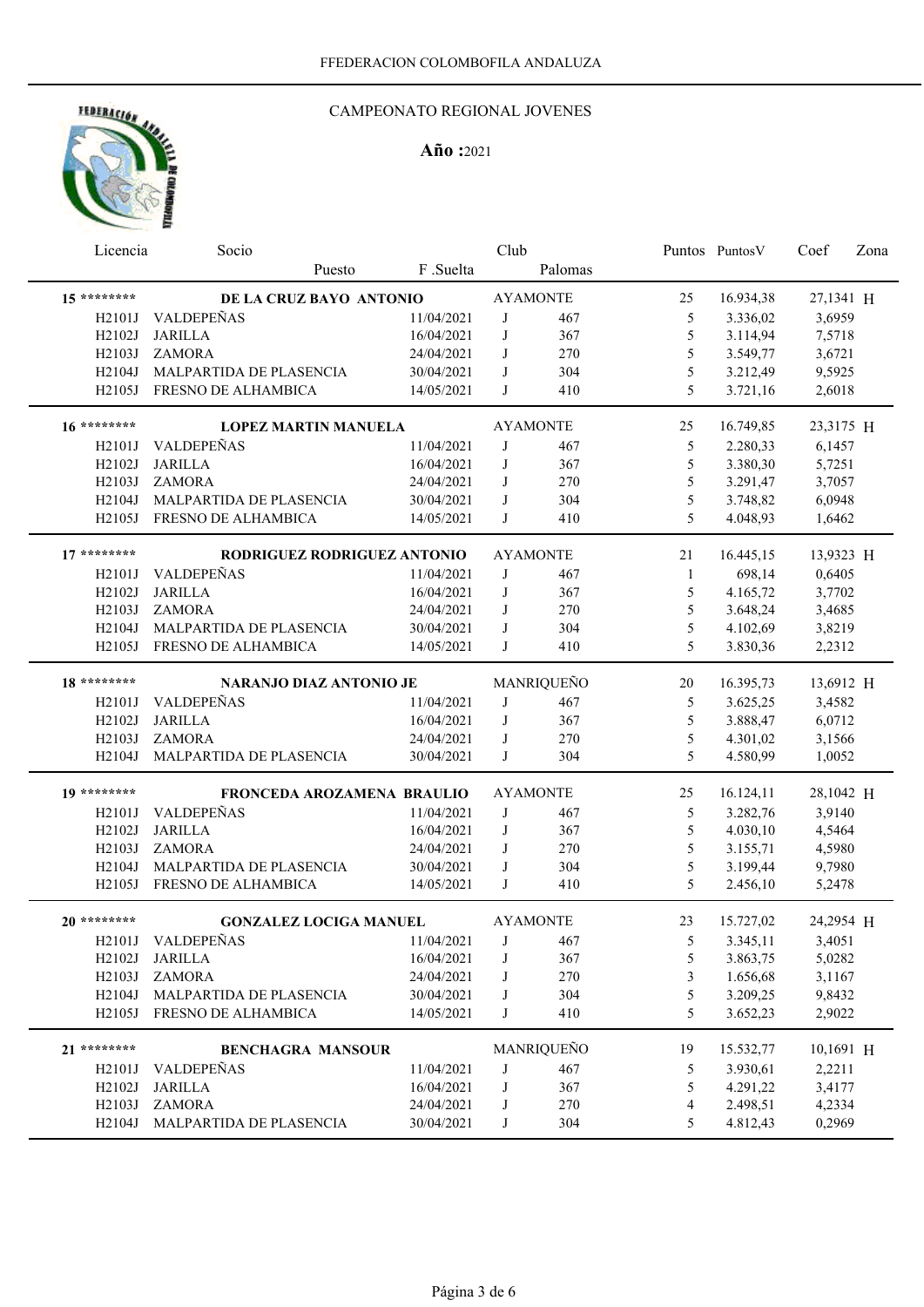FFEDERACION COLOMBOFILA ANDALUZA

CAMPEONATO REGIONAL JOVENES

**Año :**2021

| Licencia | Socio / Puesto | F .Suelta | Club | Palomas | Puntos | PuntosV | Coef | Zona |
|---|---|---|---|---|---|---|---|---|
| **15 \*\*\*\*\*\*\*\*** | **DE LA CRUZ BAYO ANTONIO** | | AYAMONTE | | 25 | 16.934,38 | 27,1341 | H |
| H2101J | VALDEPEÑAS | 11/04/2021 | J | 467 | 5 | 3.336,02 | 3,6959 | |
| H2102J | JARILLA | 16/04/2021 | J | 367 | 5 | 3.114,94 | 7,5718 | |
| H2103J | ZAMORA | 24/04/2021 | J | 270 | 5 | 3.549,77 | 3,6721 | |
| H2104J | MALPARTIDA DE PLASENCIA | 30/04/2021 | J | 304 | 5 | 3.212,49 | 9,5925 | |
| H2105J | FRESNO DE ALHAMBICA | 14/05/2021 | J | 410 | 5 | 3.721,16 | 2,6018 | |
| **16 \*\*\*\*\*\*\*\*** | **LOPEZ MARTIN MANUELA** | | AYAMONTE | | 25 | 16.749,85 | 23,3175 | H |
| H2101J | VALDEPEÑAS | 11/04/2021 | J | 467 | 5 | 2.280,33 | 6,1457 | |
| H2102J | JARILLA | 16/04/2021 | J | 367 | 5 | 3.380,30 | 5,7251 | |
| H2103J | ZAMORA | 24/04/2021 | J | 270 | 5 | 3.291,47 | 3,7057 | |
| H2104J | MALPARTIDA DE PLASENCIA | 30/04/2021 | J | 304 | 5 | 3.748,82 | 6,0948 | |
| H2105J | FRESNO DE ALHAMBICA | 14/05/2021 | J | 410 | 5 | 4.048,93 | 1,6462 | |
| **17 \*\*\*\*\*\*\*\*** | **RODRIGUEZ RODRIGUEZ ANTONIO** | | AYAMONTE | | 21 | 16.445,15 | 13,9323 | H |
| H2101J | VALDEPEÑAS | 11/04/2021 | J | 467 | 1 | 698,14 | 0,6405 | |
| H2102J | JARILLA | 16/04/2021 | J | 367 | 5 | 4.165,72 | 3,7702 | |
| H2103J | ZAMORA | 24/04/2021 | J | 270 | 5 | 3.648,24 | 3,4685 | |
| H2104J | MALPARTIDA DE PLASENCIA | 30/04/2021 | J | 304 | 5 | 4.102,69 | 3,8219 | |
| H2105J | FRESNO DE ALHAMBICA | 14/05/2021 | J | 410 | 5 | 3.830,36 | 2,2312 | |
| **18 \*\*\*\*\*\*\*\*** | **NARANJO DIAZ ANTONIO JE** | | MANRIQUEÑO | | 20 | 16.395,73 | 13,6912 | H |
| H2101J | VALDEPEÑAS | 11/04/2021 | J | 467 | 5 | 3.625,25 | 3,4582 | |
| H2102J | JARILLA | 16/04/2021 | J | 367 | 5 | 3.888,47 | 6,0712 | |
| H2103J | ZAMORA | 24/04/2021 | J | 270 | 5 | 4.301,02 | 3,1566 | |
| H2104J | MALPARTIDA DE PLASENCIA | 30/04/2021 | J | 304 | 5 | 4.580,99 | 1,0052 | |
| **19 \*\*\*\*\*\*\*\*** | **FRONCEDA AROZAMENA BRAULIO** | | AYAMONTE | | 25 | 16.124,11 | 28,1042 | H |
| H2101J | VALDEPEÑAS | 11/04/2021 | J | 467 | 5 | 3.282,76 | 3,9140 | |
| H2102J | JARILLA | 16/04/2021 | J | 367 | 5 | 4.030,10 | 4,5464 | |
| H2103J | ZAMORA | 24/04/2021 | J | 270 | 5 | 3.155,71 | 4,5980 | |
| H2104J | MALPARTIDA DE PLASENCIA | 30/04/2021 | J | 304 | 5 | 3.199,44 | 9,7980 | |
| H2105J | FRESNO DE ALHAMBICA | 14/05/2021 | J | 410 | 5 | 2.456,10 | 5,2478 | |
| **20 \*\*\*\*\*\*\*\*** | **GONZALEZ LOCIGA MANUEL** | | AYAMONTE | | 23 | 15.727,02 | 24,2954 | H |
| H2101J | VALDEPEÑAS | 11/04/2021 | J | 467 | 5 | 3.345,11 | 3,4051 | |
| H2102J | JARILLA | 16/04/2021 | J | 367 | 5 | 3.863,75 | 5,0282 | |
| H2103J | ZAMORA | 24/04/2021 | J | 270 | 3 | 1.656,68 | 3,1167 | |
| H2104J | MALPARTIDA DE PLASENCIA | 30/04/2021 | J | 304 | 5 | 3.209,25 | 9,8432 | |
| H2105J | FRESNO DE ALHAMBICA | 14/05/2021 | J | 410 | 5 | 3.652,23 | 2,9022 | |
| **21 \*\*\*\*\*\*\*\*** | **BENCHAGRA MANSOUR** | | MANRIQUEÑO | | 19 | 15.532,77 | 10,1691 | H |
| H2101J | VALDEPEÑAS | 11/04/2021 | J | 467 | 5 | 3.930,61 | 2,2211 | |
| H2102J | JARILLA | 16/04/2021 | J | 367 | 5 | 4.291,22 | 3,4177 | |
| H2103J | ZAMORA | 24/04/2021 | J | 270 | 4 | 2.498,51 | 4,2334 | |
| H2104J | MALPARTIDA DE PLASENCIA | 30/04/2021 | J | 304 | 5 | 4.812,43 | 0,2969 | |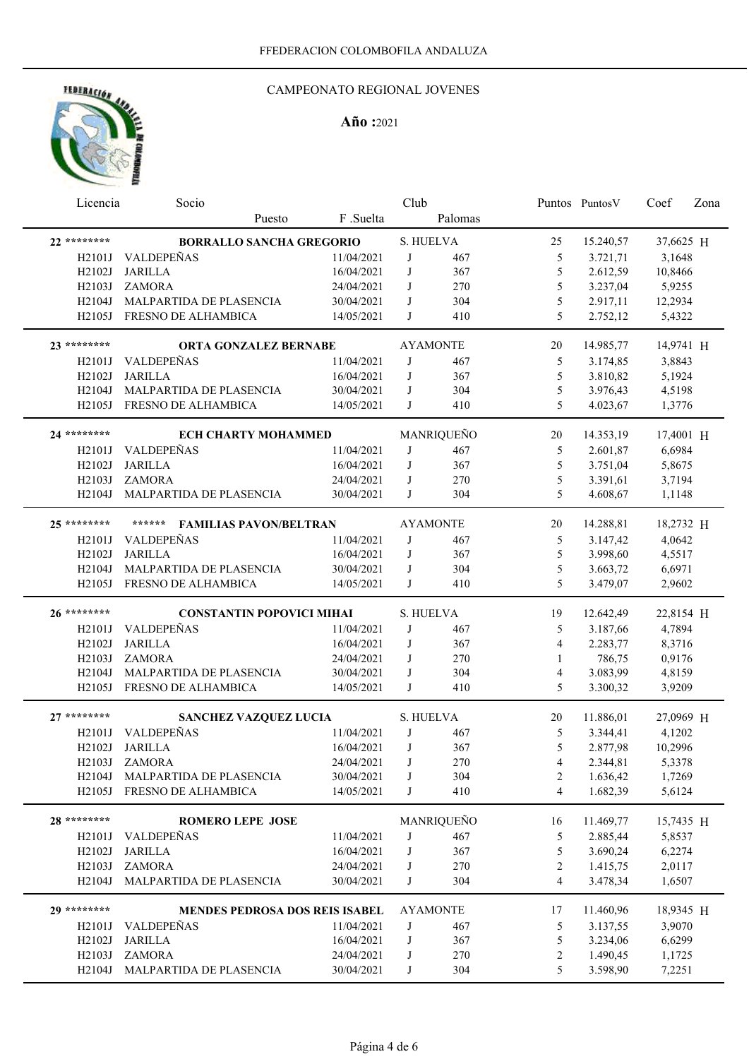FFEDERACION COLOMBOFILA ANDALUZA

CAMPEONATO REGIONAL JOVENES

**Año :**2021

| Licencia | Socio / Puesto | F .Suelta | Club | Palomas | Puntos | PuntosV | Coef | Zona |
|---|---|---|---|---|---|---|---|---|
| 22 ******** | **BORRALLO SANCHA GREGORIO** | | S. HUELVA | | 25 | 15.240,57 | 37,6625 | H |
| H2101J | VALDEPEÑAS | 11/04/2021 | J | 467 | 5 | 3.721,71 | 3,1648 | |
| H2102J | JARILLA | 16/04/2021 | J | 367 | 5 | 2.612,59 | 10,8466 | |
| H2103J | ZAMORA | 24/04/2021 | J | 270 | 5 | 3.237,04 | 5,9255 | |
| H2104J | MALPARTIDA DE PLASENCIA | 30/04/2021 | J | 304 | 5 | 2.917,11 | 12,2934 | |
| H2105J | FRESNO DE ALHAMBICA | 14/05/2021 | J | 410 | 5 | 2.752,12 | 5,4322 | |
| 23 ******** | **ORTA GONZALEZ BERNABE** | | AYAMONTE | | 20 | 14.985,77 | 14,9741 | H |
| H2101J | VALDEPEÑAS | 11/04/2021 | J | 467 | 5 | 3.174,85 | 3,8843 | |
| H2102J | JARILLA | 16/04/2021 | J | 367 | 5 | 3.810,82 | 5,1924 | |
| H2104J | MALPARTIDA DE PLASENCIA | 30/04/2021 | J | 304 | 5 | 3.976,43 | 4,5198 | |
| H2105J | FRESNO DE ALHAMBICA | 14/05/2021 | J | 410 | 5 | 4.023,67 | 1,3776 | |
| 24 ******** | **ECH CHARTY MOHAMMED** | | MANRIQUEÑO | | 20 | 14.353,19 | 17,4001 | H |
| H2101J | VALDEPEÑAS | 11/04/2021 | J | 467 | 5 | 2.601,87 | 6,6984 | |
| H2102J | JARILLA | 16/04/2021 | J | 367 | 5 | 3.751,04 | 5,8675 | |
| H2103J | ZAMORA | 24/04/2021 | J | 270 | 5 | 3.391,61 | 3,7194 | |
| H2104J | MALPARTIDA DE PLASENCIA | 30/04/2021 | J | 304 | 5 | 4.608,67 | 1,1148 | |
| 25 ******** | ****** **FAMILIAS PAVON/BELTRAN** | | AYAMONTE | | 20 | 14.288,81 | 18,2732 | H |
| H2101J | VALDEPEÑAS | 11/04/2021 | J | 467 | 5 | 3.147,42 | 4,0642 | |
| H2102J | JARILLA | 16/04/2021 | J | 367 | 5 | 3.998,60 | 4,5517 | |
| H2104J | MALPARTIDA DE PLASENCIA | 30/04/2021 | J | 304 | 5 | 3.663,72 | 6,6971 | |
| H2105J | FRESNO DE ALHAMBICA | 14/05/2021 | J | 410 | 5 | 3.479,07 | 2,9602 | |
| 26 ******** | **CONSTANTIN POPOVICI MIHAI** | | S. HUELVA | | 19 | 12.642,49 | 22,8154 | H |
| H2101J | VALDEPEÑAS | 11/04/2021 | J | 467 | 5 | 3.187,66 | 4,7894 | |
| H2102J | JARILLA | 16/04/2021 | J | 367 | 4 | 2.283,77 | 8,3716 | |
| H2103J | ZAMORA | 24/04/2021 | J | 270 | 1 | 786,75 | 0,9176 | |
| H2104J | MALPARTIDA DE PLASENCIA | 30/04/2021 | J | 304 | 4 | 3.083,99 | 4,8159 | |
| H2105J | FRESNO DE ALHAMBICA | 14/05/2021 | J | 410 | 5 | 3.300,32 | 3,9209 | |
| 27 ******** | **SANCHEZ VAZQUEZ LUCIA** | | S. HUELVA | | 20 | 11.886,01 | 27,0969 | H |
| H2101J | VALDEPEÑAS | 11/04/2021 | J | 467 | 5 | 3.344,41 | 4,1202 | |
| H2102J | JARILLA | 16/04/2021 | J | 367 | 5 | 2.877,98 | 10,2996 | |
| H2103J | ZAMORA | 24/04/2021 | J | 270 | 4 | 2.344,81 | 5,3378 | |
| H2104J | MALPARTIDA DE PLASENCIA | 30/04/2021 | J | 304 | 2 | 1.636,42 | 1,7269 | |
| H2105J | FRESNO DE ALHAMBICA | 14/05/2021 | J | 410 | 4 | 1.682,39 | 5,6124 | |
| 28 ******** | **ROMERO LEPE JOSE** | | MANRIQUEÑO | | 16 | 11.469,77 | 15,7435 | H |
| H2101J | VALDEPEÑAS | 11/04/2021 | J | 467 | 5 | 2.885,44 | 5,8537 | |
| H2102J | JARILLA | 16/04/2021 | J | 367 | 5 | 3.690,24 | 6,2274 | |
| H2103J | ZAMORA | 24/04/2021 | J | 270 | 2 | 1.415,75 | 2,0117 | |
| H2104J | MALPARTIDA DE PLASENCIA | 30/04/2021 | J | 304 | 4 | 3.478,34 | 1,6507 | |
| 29 ******** | **MENDES PEDROSA DOS REIS ISABEL** | | AYAMONTE | | 17 | 11.460,96 | 18,9345 | H |
| H2101J | VALDEPEÑAS | 11/04/2021 | J | 467 | 5 | 3.137,55 | 3,9070 | |
| H2102J | JARILLA | 16/04/2021 | J | 367 | 5 | 3.234,06 | 6,6299 | |
| H2103J | ZAMORA | 24/04/2021 | J | 270 | 2 | 1.490,45 | 1,1725 | |
| H2104J | MALPARTIDA DE PLASENCIA | 30/04/2021 | J | 304 | 5 | 3.598,90 | 7,2251 | |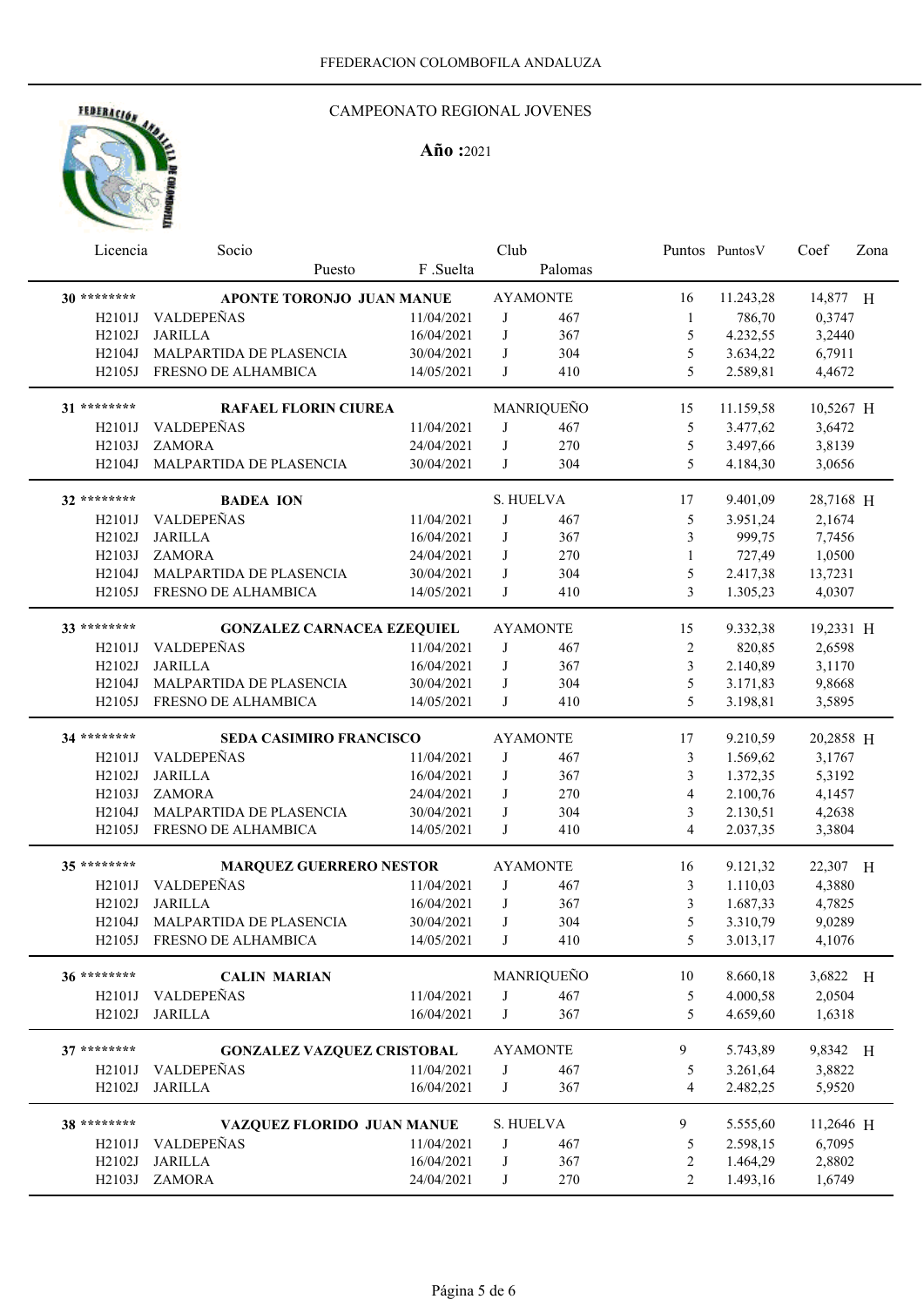FFEDERACION COLOMBOFILA ANDALUZA

## CAMPEONATO REGIONAL JOVENES

**Año :**2021

| Licencia | Socio / Puesto | F .Suelta | Club | Palomas | Puntos | PuntosV | Coef | Zona |
|---|---|---|---|---|---|---|---|---|
| **30** ******** | **APONTE TORONJO JUAN MANUE** | | AYAMONTE | | 16 | 11.243,28 | 14,877 | H |
| H2101J | VALDEPEÑAS | 11/04/2021 | J | 467 | 1 | 786,70 | 0,3747 | |
| H2102J | JARILLA | 16/04/2021 | J | 367 | 5 | 4.232,55 | 3,2440 | |
| H2104J | MALPARTIDA DE PLASENCIA | 30/04/2021 | J | 304 | 5 | 3.634,22 | 6,7911 | |
| H2105J | FRESNO DE ALHAMBICA | 14/05/2021 | J | 410 | 5 | 2.589,81 | 4,4672 | |
| **31** ******** | **RAFAEL FLORIN CIUREA** | | MANRIQUEÑO | | 15 | 11.159,58 | 10,5267 | H |
| H2101J | VALDEPEÑAS | 11/04/2021 | J | 467 | 5 | 3.477,62 | 3,6472 | |
| H2103J | ZAMORA | 24/04/2021 | J | 270 | 5 | 3.497,66 | 3,8139 | |
| H2104J | MALPARTIDA DE PLASENCIA | 30/04/2021 | J | 304 | 5 | 4.184,30 | 3,0656 | |
| **32** ******** | **BADEA ION** | | S. HUELVA | | 17 | 9.401,09 | 28,7168 | H |
| H2101J | VALDEPEÑAS | 11/04/2021 | J | 467 | 5 | 3.951,24 | 2,1674 | |
| H2102J | JARILLA | 16/04/2021 | J | 367 | 3 | 999,75 | 7,7456 | |
| H2103J | ZAMORA | 24/04/2021 | J | 270 | 1 | 727,49 | 1,0500 | |
| H2104J | MALPARTIDA DE PLASENCIA | 30/04/2021 | J | 304 | 5 | 2.417,38 | 13,7231 | |
| H2105J | FRESNO DE ALHAMBICA | 14/05/2021 | J | 410 | 3 | 1.305,23 | 4,0307 | |
| **33** ******** | **GONZALEZ CARNACEA EZEQUIEL** | | AYAMONTE | | 15 | 9.332,38 | 19,2331 | H |
| H2101J | VALDEPEÑAS | 11/04/2021 | J | 467 | 2 | 820,85 | 2,6598 | |
| H2102J | JARILLA | 16/04/2021 | J | 367 | 3 | 2.140,89 | 3,1170 | |
| H2104J | MALPARTIDA DE PLASENCIA | 30/04/2021 | J | 304 | 5 | 3.171,83 | 9,8668 | |
| H2105J | FRESNO DE ALHAMBICA | 14/05/2021 | J | 410 | 5 | 3.198,81 | 3,5895 | |
| **34** ******** | **SEDA CASIMIRO FRANCISCO** | | AYAMONTE | | 17 | 9.210,59 | 20,2858 | H |
| H2101J | VALDEPEÑAS | 11/04/2021 | J | 467 | 3 | 1.569,62 | 3,1767 | |
| H2102J | JARILLA | 16/04/2021 | J | 367 | 3 | 1.372,35 | 5,3192 | |
| H2103J | ZAMORA | 24/04/2021 | J | 270 | 4 | 2.100,76 | 4,1457 | |
| H2104J | MALPARTIDA DE PLASENCIA | 30/04/2021 | J | 304 | 3 | 2.130,51 | 4,2638 | |
| H2105J | FRESNO DE ALHAMBICA | 14/05/2021 | J | 410 | 4 | 2.037,35 | 3,3804 | |
| **35** ******** | **MARQUEZ GUERRERO NESTOR** | | AYAMONTE | | 16 | 9.121,32 | 22,307 | H |
| H2101J | VALDEPEÑAS | 11/04/2021 | J | 467 | 3 | 1.110,03 | 4,3880 | |
| H2102J | JARILLA | 16/04/2021 | J | 367 | 3 | 1.687,33 | 4,7825 | |
| H2104J | MALPARTIDA DE PLASENCIA | 30/04/2021 | J | 304 | 5 | 3.310,79 | 9,0289 | |
| H2105J | FRESNO DE ALHAMBICA | 14/05/2021 | J | 410 | 5 | 3.013,17 | 4,1076 | |
| **36** ******** | **CALIN MARIAN** | | MANRIQUEÑO | | 10 | 8.660,18 | 3,6822 | H |
| H2101J | VALDEPEÑAS | 11/04/2021 | J | 467 | 5 | 4.000,58 | 2,0504 | |
| H2102J | JARILLA | 16/04/2021 | J | 367 | 5 | 4.659,60 | 1,6318 | |
| **37** ******** | **GONZALEZ VAZQUEZ CRISTOBAL** | | AYAMONTE | | 9 | 5.743,89 | 9,8342 | H |
| H2101J | VALDEPEÑAS | 11/04/2021 | J | 467 | 5 | 3.261,64 | 3,8822 | |
| H2102J | JARILLA | 16/04/2021 | J | 367 | 4 | 2.482,25 | 5,9520 | |
| **38** ******** | **VAZQUEZ FLORIDO JUAN MANUE** | | S. HUELVA | | 9 | 5.555,60 | 11,2646 | H |
| H2101J | VALDEPEÑAS | 11/04/2021 | J | 467 | 5 | 2.598,15 | 6,7095 | |
| H2102J | JARILLA | 16/04/2021 | J | 367 | 2 | 1.464,29 | 2,8802 | |
| H2103J | ZAMORA | 24/04/2021 | J | 270 | 2 | 1.493,16 | 1,6749 | |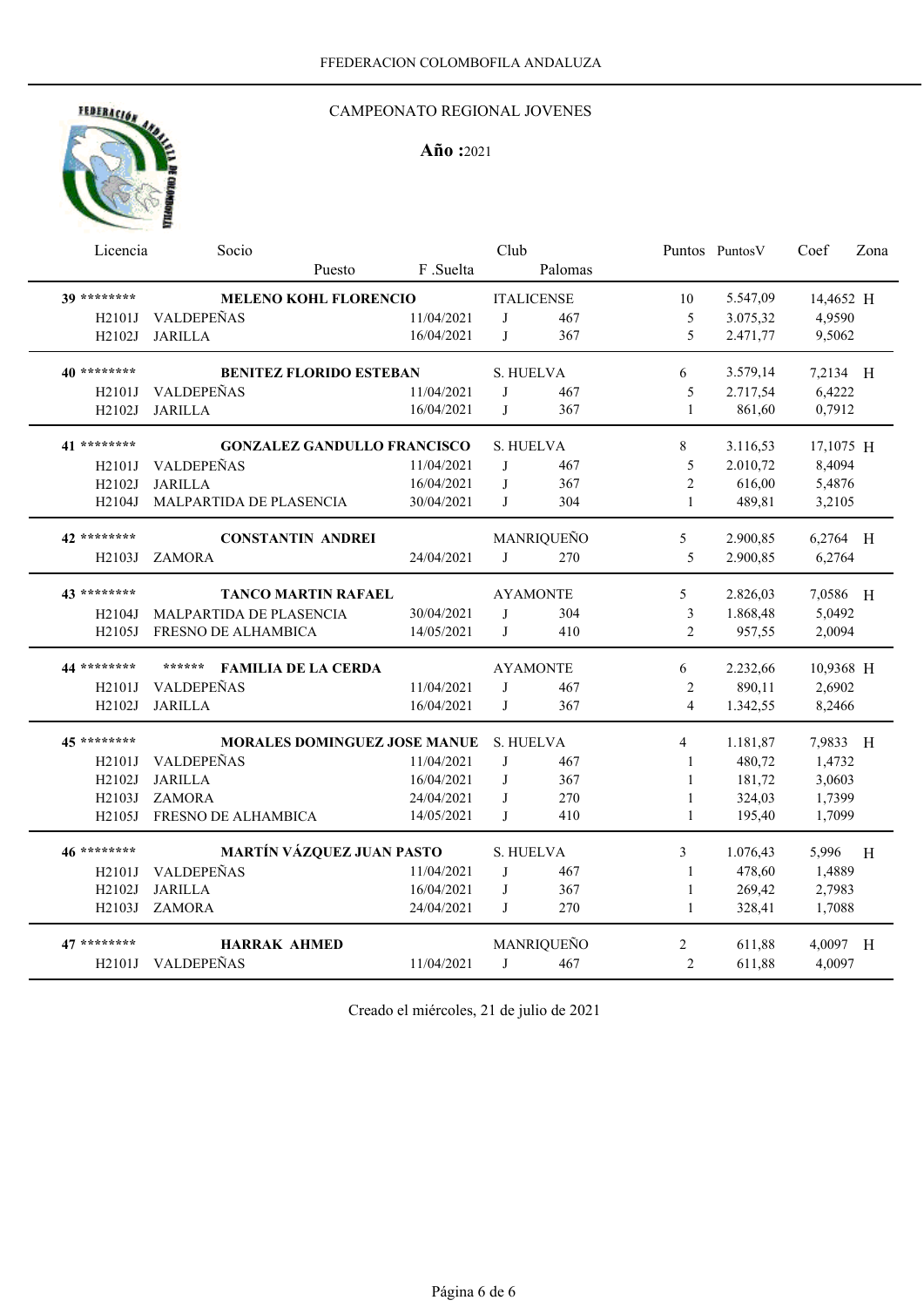FFEDERACION COLOMBOFILA ANDALUZA

CAMPEONATO REGIONAL JOVENES

**Año :**2021

| Licencia | Socio / Puesto | F .Suelta | Club | Palomas | Puntos | PuntosV | Coef | Zona |
|---|---|---|---|---|---|---|---|---|
| **39** ******** | **MELENO KOHL FLORENCIO** | | ITALICENSE | | 10 | 5.547,09 | 14,4652 | H |
| H2101J | VALDEPEÑAS | 11/04/2021 | J | 467 | 5 | 3.075,32 | 4,9590 | |
| H2102J | JARILLA | 16/04/2021 | J | 367 | 5 | 2.471,77 | 9,5062 | |
| **40** ******** | **BENITEZ FLORIDO ESTEBAN** | | S. HUELVA | | 6 | 3.579,14 | 7,2134 | H |
| H2101J | VALDEPEÑAS | 11/04/2021 | J | 467 | 5 | 2.717,54 | 6,4222 | |
| H2102J | JARILLA | 16/04/2021 | J | 367 | 1 | 861,60 | 0,7912 | |
| **41** ******** | **GONZALEZ GANDULLO FRANCISCO** | | S. HUELVA | | 8 | 3.116,53 | 17,1075 | H |
| H2101J | VALDEPEÑAS | 11/04/2021 | J | 467 | 5 | 2.010,72 | 8,4094 | |
| H2102J | JARILLA | 16/04/2021 | J | 367 | 2 | 616,00 | 5,4876 | |
| H2104J | MALPARTIDA DE PLASENCIA | 30/04/2021 | J | 304 | 1 | 489,81 | 3,2105 | |
| **42** ******** | **CONSTANTIN ANDREI** | | MANRIQUEÑO | | 5 | 2.900,85 | 6,2764 | H |
| H2103J | ZAMORA | 24/04/2021 | J | 270 | 5 | 2.900,85 | 6,2764 | |
| **43** ******** | **TANCO MARTIN RAFAEL** | | AYAMONTE | | 5 | 2.826,03 | 7,0586 | H |
| H2104J | MALPARTIDA DE PLASENCIA | 30/04/2021 | J | 304 | 3 | 1.868,48 | 5,0492 | |
| H2105J | FRESNO DE ALHAMBICA | 14/05/2021 | J | 410 | 2 | 957,55 | 2,0094 | |
| **44** ******** | ****** **FAMILIA DE LA CERDA** | | AYAMONTE | | 6 | 2.232,66 | 10,9368 | H |
| H2101J | VALDEPEÑAS | 11/04/2021 | J | 467 | 2 | 890,11 | 2,6902 | |
| H2102J | JARILLA | 16/04/2021 | J | 367 | 4 | 1.342,55 | 8,2466 | |
| **45** ******** | **MORALES DOMINGUEZ JOSE MANUE** | | S. HUELVA | | 4 | 1.181,87 | 7,9833 | H |
| H2101J | VALDEPEÑAS | 11/04/2021 | J | 467 | 1 | 480,72 | 1,4732 | |
| H2102J | JARILLA | 16/04/2021 | J | 367 | 1 | 181,72 | 3,0603 | |
| H2103J | ZAMORA | 24/04/2021 | J | 270 | 1 | 324,03 | 1,7399 | |
| H2105J | FRESNO DE ALHAMBICA | 14/05/2021 | J | 410 | 1 | 195,40 | 1,7099 | |
| **46** ******** | **MARTÍN VÁZQUEZ JUAN PASTO** | | S. HUELVA | | 3 | 1.076,43 | 5,996 | H |
| H2101J | VALDEPEÑAS | 11/04/2021 | J | 467 | 1 | 478,60 | 1,4889 | |
| H2102J | JARILLA | 16/04/2021 | J | 367 | 1 | 269,42 | 2,7983 | |
| H2103J | ZAMORA | 24/04/2021 | J | 270 | 1 | 328,41 | 1,7088 | |
| **47** ******** | **HARRAK AHMED** | | MANRIQUEÑO | | 2 | 611,88 | 4,0097 | H |
| H2101J | VALDEPEÑAS | 11/04/2021 | J | 467 | 2 | 611,88 | 4,0097 | |

Creado el miércoles, 21 de julio de 2021